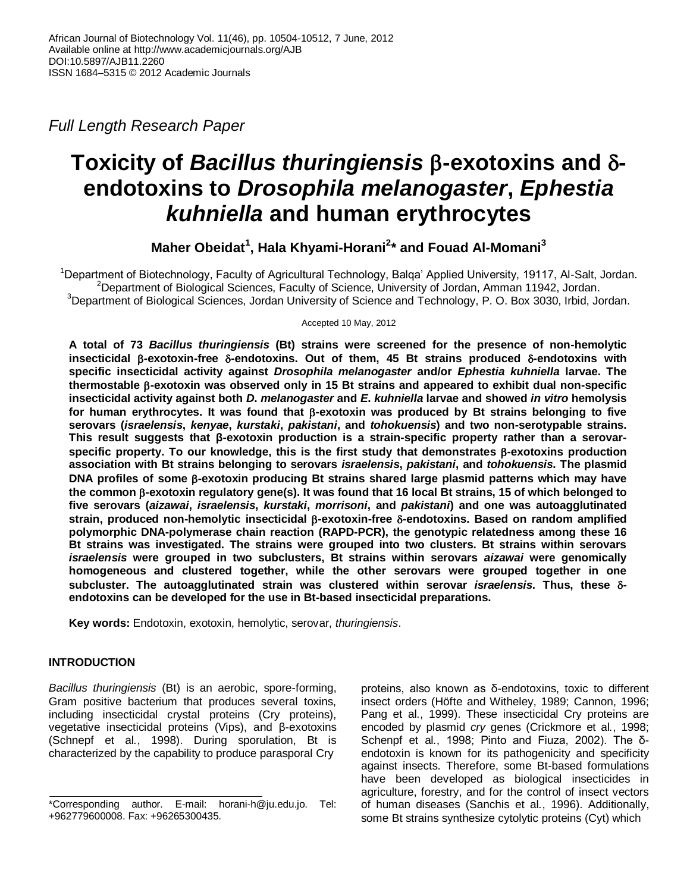African Journal of Biotechnology Vol. 11(46), pp. 10504-10512, 7 June, 2012
Available online at http://www.academicjournals.org/AJB
DOI:10.5897/AJB11.2260
ISSN 1684–5315 © 2012 Academic Journals

*Full Length Research Paper*

# Toxicity of *Bacillus thuringiensis* β-exotoxins and δ-endotoxins to *Drosophila melanogaster*, *Ephestia kuhniella* and human erythrocytes

**Maher Obeidat[1], Hala Khyami-Horani[2]* and Fouad Al-Momani[3]**

[1]Department of Biotechnology, Faculty of Agricultural Technology, Balqa' Applied University, 19117, Al-Salt, Jordan.
[2]Department of Biological Sciences, Faculty of Science, University of Jordan, Amman 11942, Jordan.
[3]Department of Biological Sciences, Jordan University of Science and Technology, P. O. Box 3030, Irbid, Jordan.

Accepted 10 May, 2012

**A total of 73 *Bacillus thuringiensis* (Bt) strains were screened for the presence of non-hemolytic insecticidal β-exotoxin-free δ-endotoxins. Out of them, 45 Bt strains produced δ-endotoxins with specific insecticidal activity against *Drosophila melanogaster* and/or *Ephestia kuhniella* larvae. The thermostable β-exotoxin was observed only in 15 Bt strains and appeared to exhibit dual non-specific insecticidal activity against both *D. melanogaster* and *E. kuhniella* larvae and showed *in vitro* hemolysis for human erythrocytes. It was found that β-exotoxin was produced by Bt strains belonging to five serovars (*israelensis*, *kenyae*, *kurstaki*, *pakistani*, and *tohokuensis*) and two non-serotypable strains. This result suggests that β-exotoxin production is a strain-specific property rather than a serovar-specific property. To our knowledge, this is the first study that demonstrates β-exotoxins production association with Bt strains belonging to serovars *israelensis*, *pakistani*, and *tohokuensis*. The plasmid DNA profiles of some β-exotoxin producing Bt strains shared large plasmid patterns which may have the common β-exotoxin regulatory gene(s). It was found that 16 local Bt strains, 15 of which belonged to five serovars (*aizawai*, *israelensis*, *kurstaki*, *morrisoni*, and *pakistani*) and one was autoagglutinated strain, produced non-hemolytic insecticidal β-exotoxin-free δ-endotoxins. Based on random amplified polymorphic DNA-polymerase chain reaction (RAPD-PCR), the genotypic relatedness among these 16 Bt strains was investigated. The strains were grouped into two clusters. Bt strains within serovars *israelensis* were grouped in two subclusters, Bt strains within serovars *aizawai* were genomically homogeneous and clustered together, while the other serovars were grouped together in one subcluster. The autoagglutinated strain was clustered within serovar *israelensis*. Thus, these δ-endotoxins can be developed for the use in Bt-based insecticidal preparations.**

**Key words:** Endotoxin, exotoxin, hemolytic, serovar, *thuringiensis*.

## INTRODUCTION

*Bacillus thuringiensis* (Bt) is an aerobic, spore-forming, Gram positive bacterium that produces several toxins, including insecticidal crystal proteins (Cry proteins), vegetative insecticidal proteins (Vips), and β-exotoxins (Schnepf et al., 1998). During sporulation, Bt is characterized by the capability to produce parasporal Cry proteins, also known as δ-endotoxins, toxic to different insect orders (Höfte and Witheley, 1989; Cannon, 1996; Pang et al., 1999). These insecticidal Cry proteins are encoded by plasmid *cry* genes (Crickmore et al., 1998; Schenpf et al., 1998; Pinto and Fiuza, 2002). The δ-endotoxin is known for its pathogenicity and specificity against insects. Therefore, some Bt-based formulations have been developed as biological insecticides in agriculture, forestry, and for the control of insect vectors of human diseases (Sanchis et al., 1996). Additionally, some Bt strains synthesize cytolytic proteins (Cyt) which

*Corresponding author. E-mail: horani-h@ju.edu.jo. Tel: +962779600008. Fax: +96265300435.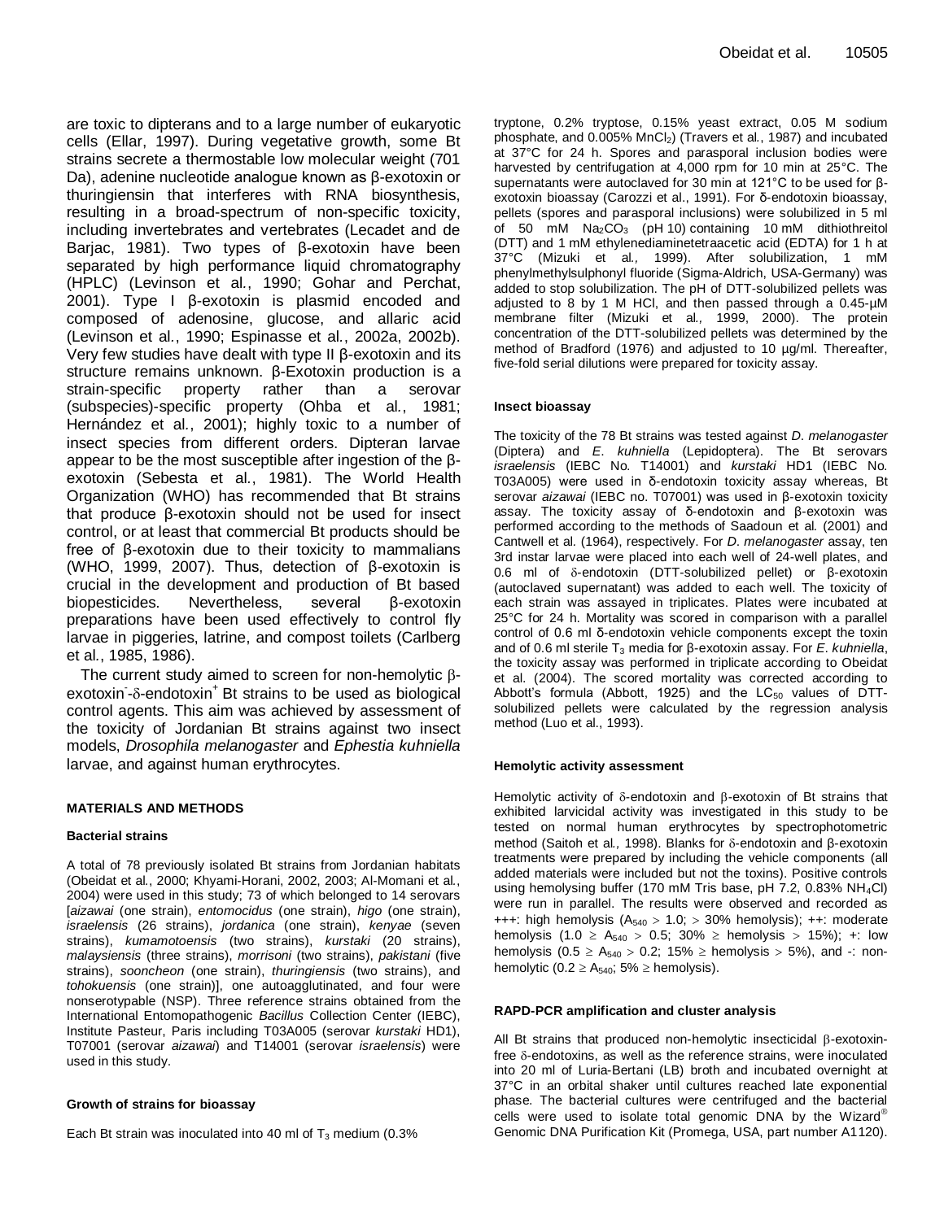are toxic to dipterans and to a large number of eukaryotic cells (Ellar, 1997). During vegetative growth, some Bt strains secrete a thermostable low molecular weight (701 Da), adenine nucleotide analogue known as β-exotoxin or thuringiensin that interferes with RNA biosynthesis, resulting in a broad-spectrum of non-specific toxicity, including invertebrates and vertebrates (Lecadet and de Barjac, 1981). Two types of β-exotoxin have been separated by high performance liquid chromatography (HPLC) (Levinson et al., 1990; Gohar and Perchat, 2001). Type I β-exotoxin is plasmid encoded and composed of adenosine, glucose, and allaric acid (Levinson et al., 1990; Espinasse et al., 2002a, 2002b). Very few studies have dealt with type II β-exotoxin and its structure remains unknown. β-Exotoxin production is a strain-specific property rather than a serovar (subspecies)-specific property (Ohba et al., 1981; Hernández et al., 2001); highly toxic to a number of insect species from different orders. Dipteran larvae appear to be the most susceptible after ingestion of the β-exotoxin (Sebesta et al., 1981). The World Health Organization (WHO) has recommended that Bt strains that produce β-exotoxin should not be used for insect control, or at least that commercial Bt products should be free of β-exotoxin due to their toxicity to mammalians (WHO, 1999, 2007). Thus, detection of β-exotoxin is crucial in the development and production of Bt based biopesticides. Nevertheless, several β-exotoxin preparations have been used effectively to control fly larvae in piggeries, latrine, and compost toilets (Carlberg et al., 1985, 1986).

The current study aimed to screen for non-hemolytic $\beta$-exotoxin$^-$-$\delta$-endotoxin$^+$ Bt strains to be used as biological control agents. This aim was achieved by assessment of the toxicity of Jordanian Bt strains against two insect models, *Drosophila melanogaster* and *Ephestia kuhniella* larvae, and against human erythrocytes.

## MATERIALS AND METHODS

### Bacterial strains

A total of 78 previously isolated Bt strains from Jordanian habitats (Obeidat et al., 2000; Khyami-Horani, 2002, 2003; Al-Momani et al., 2004) were used in this study; 73 of which belonged to 14 serovars [*aizawai* (one strain), *entomocidus* (one strain), *higo* (one strain), *israelensis* (26 strains), *jordanica* (one strain), *kenyae* (seven strains), *kumamotoensis* (two strains), *kurstaki* (20 strains), *malaysiensis* (three strains), *morrisoni* (two strains), *pakistani* (five strains), *sooncheon* (one strain), *thuringiensis* (two strains), and *tohokuensis* (one strain)], one autoagglutinated, and four were nonserotypable (NSP). Three reference strains obtained from the International Entomopathogenic *Bacillus* Collection Center (IEBC), Institute Pasteur, Paris including T03A005 (serovar *kurstaki* HD1), T07001 (serovar *aizawai*) and T14001 (serovar *israelensis*) were used in this study.

### Growth of strains for bioassay

Each Bt strain was inoculated into 40 ml of $T_3$ medium (0.3% tryptone, 0.2% tryptose, 0.15% yeast extract, 0.05 M sodium phosphate, and 0.005% $MnCl_2$) (Travers et al., 1987) and incubated at 37°C for 24 h. Spores and parasporal inclusion bodies were harvested by centrifugation at 4,000 rpm for 10 min at 25°C. The supernatants were autoclaved for 30 min at 121°C to be used for β-exotoxin bioassay (Carozzi et al., 1991). For δ-endotoxin bioassay, pellets (spores and parasporal inclusions) were solubilized in 5 ml of 50 mM $Na_2CO_3$ (pH 10) containing 10 mM dithiothreitol (DTT) and 1 mM ethylenediaminetetraacetic acid (EDTA) for 1 h at 37°C (Mizuki et al., 1999). After solubilization, 1 mM phenylmethylsulphonyl fluoride (Sigma-Aldrich, USA-Germany) was added to stop solubilization. The pH of DTT-solubilized pellets was adjusted to 8 by 1 M HCl, and then passed through a 0.45-μM membrane filter (Mizuki et al., 1999, 2000). The protein concentration of the DTT-solubilized pellets was determined by the method of Bradford (1976) and adjusted to 10 μg/ml. Thereafter, five-fold serial dilutions were prepared for toxicity assay.

### Insect bioassay

The toxicity of the 78 Bt strains was tested against *D. melanogaster* (Diptera) and *E. kuhniella* (Lepidoptera). The Bt serovars *israelensis* (IEBC No. T14001) and *kurstaki* HD1 (IEBC No. T03A005) were used in δ-endotoxin toxicity assay whereas, Bt serovar *aizawai* (IEBC no. T07001) was used in β-exotoxin toxicity assay. The toxicity assay of δ-endotoxin and β-exotoxin was performed according to the methods of Saadoun et al. (2001) and Cantwell et al. (1964), respectively. For *D. melanogaster* assay, ten 3rd instar larvae were placed into each well of 24-well plates, and 0.6 ml of $\delta$-endotoxin (DTT-solubilized pellet) or β-exotoxin (autoclaved supernatant) was added to each well. The toxicity of each strain was assayed in triplicates. Plates were incubated at 25°C for 24 h. Mortality was scored in comparison with a parallel control of 0.6 ml δ-endotoxin vehicle components except the toxin and of 0.6 ml sterile $T_3$ media for β-exotoxin assay. For *E. kuhniella*, the toxicity assay was performed in triplicate according to Obeidat et al. (2004). The scored mortality was corrected according to Abbott's formula (Abbott, 1925) and the $LC_{50}$ values of DTT-solubilized pellets were calculated by the regression analysis method (Luo et al., 1993).

### Hemolytic activity assessment

Hemolytic activity of $\delta$-endotoxin and $\beta$-exotoxin of Bt strains that exhibited larvicidal activity was investigated in this study to be tested on normal human erythrocytes by spectrophotometric method (Saitoh et al., 1998). Blanks for $\delta$-endotoxin and β-exotoxin treatments were prepared by including the vehicle components (all added materials were included but not the toxins). Positive controls using hemolysing buffer (170 mM Tris base, pH 7.2, 0.83% $NH_4Cl$) were run in parallel. The results were observed and recorded as +++: high hemolysis ($A_{540} > 1.0$; $> 30\%$ hemolysis); ++: moderate hemolysis ($1.0 \geq A_{540} > 0.5$; $30\% \geq$ hemolysis $> 15\%$); +: low hemolysis ($0.5 \geq A_{540} > 0.2$; $15\% \geq$ hemolysis $> 5\%$), and -: non-hemolytic ($0.2 \geq A_{540}$; $5\% \geq$ hemolysis).

### RAPD-PCR amplification and cluster analysis

All Bt strains that produced non-hemolytic insecticidal $\beta$-exotoxin-free $\delta$-endotoxins, as well as the reference strains, were inoculated into 20 ml of Luria-Bertani (LB) broth and incubated overnight at 37°C in an orbital shaker until cultures reached late exponential phase. The bacterial cultures were centrifuged and the bacterial cells were used to isolate total genomic DNA by the Wizard® Genomic DNA Purification Kit (Promega, USA, part number A1120).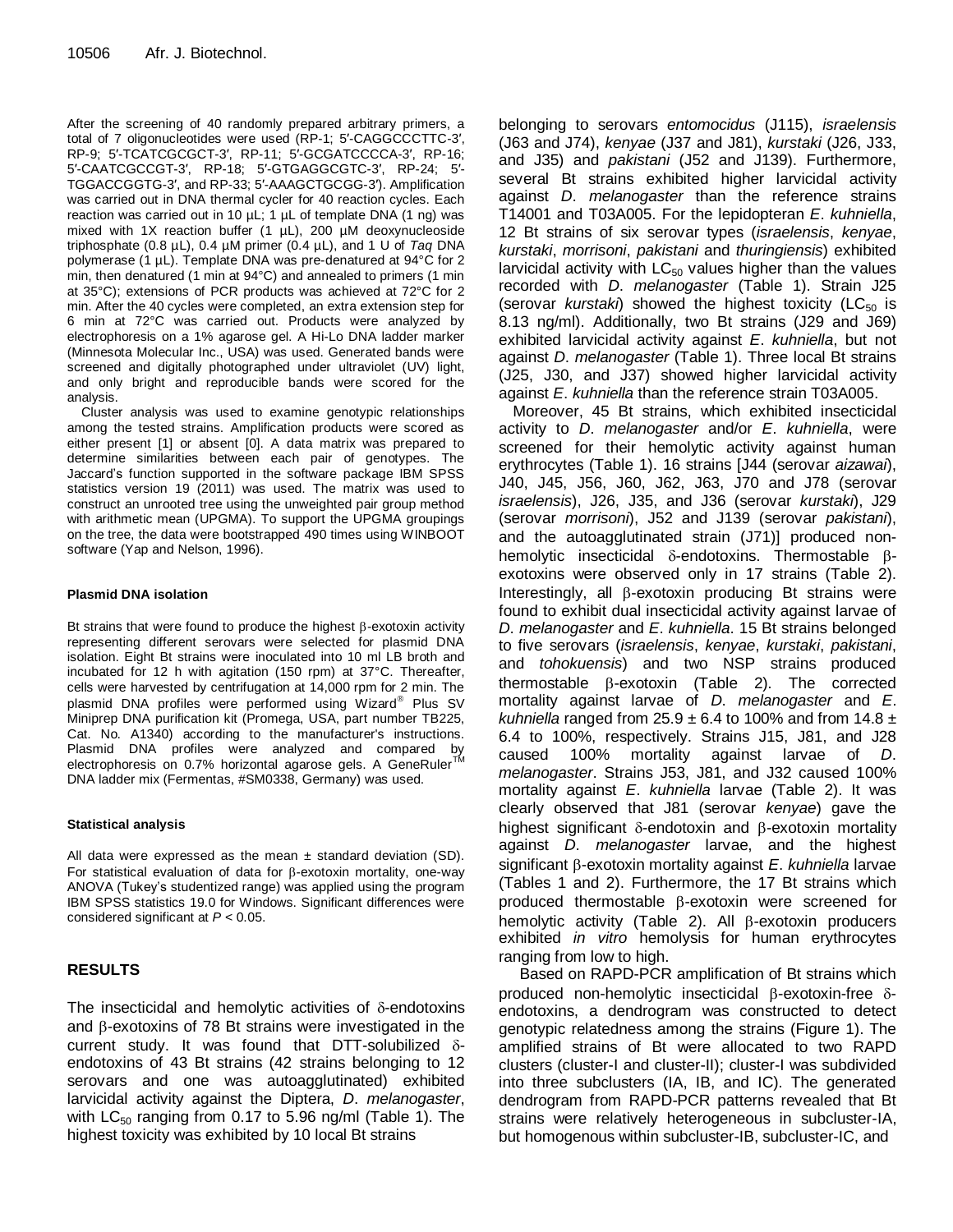After the screening of 40 randomly prepared arbitrary primers, a total of 7 oligonucleotides were used (RP-1; 5′-CAGGCCCTTC-3′, RP-9; 5′-TCATCGCGCT-3′, RP-11; 5′-GCGATCCCCA-3′, RP-16; 5′-CAATCGCCGT-3′, RP-18; 5′-GTGAGGCGTC-3′, RP-24; 5′-TGGACCGGTG-3′, and RP-33; 5′-AAAGCTGCGG-3′). Amplification was carried out in DNA thermal cycler for 40 reaction cycles. Each reaction was carried out in 10 µL; 1 µL of template DNA (1 ng) was mixed with 1X reaction buffer (1 µL), 200 µM deoxynucleoside triphosphate (0.8 µL), 0.4 µM primer (0.4 µL), and 1 U of *Taq* DNA polymerase (1 µL). Template DNA was pre-denatured at 94°C for 2 min, then denatured (1 min at 94°C) and annealed to primers (1 min at 35°C); extensions of PCR products was achieved at 72°C for 2 min. After the 40 cycles were completed, an extra extension step for 6 min at 72°C was carried out. Products were analyzed by electrophoresis on a 1% agarose gel. A Hi-Lo DNA ladder marker (Minnesota Molecular Inc., USA) was used. Generated bands were screened and digitally photographed under ultraviolet (UV) light, and only bright and reproducible bands were scored for the analysis.

Cluster analysis was used to examine genotypic relationships among the tested strains. Amplification products were scored as either present [1] or absent [0]. A data matrix was prepared to determine similarities between each pair of genotypes. The Jaccard's function supported in the software package IBM SPSS statistics version 19 (2011) was used. The matrix was used to construct an unrooted tree using the unweighted pair group method with arithmetic mean (UPGMA). To support the UPGMA groupings on the tree, the data were bootstrapped 490 times using WINBOOT software (Yap and Nelson, 1996).

#### Plasmid DNA isolation

Bt strains that were found to produce the highest β-exotoxin activity representing different serovars were selected for plasmid DNA isolation. Eight Bt strains were inoculated into 10 ml LB broth and incubated for 12 h with agitation (150 rpm) at 37°C. Thereafter, cells were harvested by centrifugation at 14,000 rpm for 2 min. The plasmid DNA profiles were performed using Wizard® Plus SV Miniprep DNA purification kit (Promega, USA, part number TB225, Cat. No. A1340) according to the manufacturer's instructions. Plasmid DNA profiles were analyzed and compared by electrophoresis on 0.7% horizontal agarose gels. A GeneRuler™ DNA ladder mix (Fermentas, #SM0338, Germany) was used.

#### Statistical analysis

All data were expressed as the mean ± standard deviation (SD). For statistical evaluation of data for β-exotoxin mortality, one-way ANOVA (Tukey's studentized range) was applied using the program IBM SPSS statistics 19.0 for Windows. Significant differences were considered significant at $P < 0.05$.

## RESULTS

The insecticidal and hemolytic activities of δ-endotoxins and β-exotoxins of 78 Bt strains were investigated in the current study. It was found that DTT-solubilized δ-endotoxins of 43 Bt strains (42 strains belonging to 12 serovars and one was autoagglutinated) exhibited larvicidal activity against the Diptera, *D. melanogaster*, with $LC_{50}$ ranging from 0.17 to 5.96 ng/ml (Table 1). The highest toxicity was exhibited by 10 local Bt strains belonging to serovars *entomocidus* (J115), *israelensis* (J63 and J74), *kenyae* (J37 and J81), *kurstaki* (J26, J33, and J35) and *pakistani* (J52 and J139). Furthermore, several Bt strains exhibited higher larvicidal activity against *D. melanogaster* than the reference strains T14001 and T03A005. For the lepidopteran *E. kuhniella*, 12 Bt strains of six serovar types (*israelensis*, *kenyae*, *kurstaki*, *morrisoni*, *pakistani* and *thuringiensis*) exhibited larvicidal activity with $LC_{50}$ values higher than the values recorded with *D. melanogaster* (Table 1). Strain J25 (serovar *kurstaki*) showed the highest toxicity ($LC_{50}$ is 8.13 ng/ml). Additionally, two Bt strains (J29 and J69) exhibited larvicidal activity against *E. kuhniella*, but not against *D. melanogaster* (Table 1). Three local Bt strains (J25, J30, and J37) showed higher larvicidal activity against *E. kuhniella* than the reference strain T03A005.

Moreover, 45 Bt strains, which exhibited insecticidal activity to *D. melanogaster* and/or *E. kuhniella*, were screened for their hemolytic activity against human erythrocytes (Table 1). 16 strains [J44 (serovar *aizawai*), J40, J45, J56, J60, J62, J63, J70 and J78 (serovar *israelensis*), J26, J35, and J36 (serovar *kurstaki*), J29 (serovar *morrisoni*), J52 and J139 (serovar *pakistani*), and the autoagglutinated strain (J71)] produced non-hemolytic insecticidal δ-endotoxins. Thermostable β-exotoxins were observed only in 17 strains (Table 2). Interestingly, all β-exotoxin producing Bt strains were found to exhibit dual insecticidal activity against larvae of *D. melanogaster* and *E. kuhniella*. 15 Bt strains belonged to five serovars (*israelensis*, *kenyae*, *kurstaki*, *pakistani*, and *tohokuensis*) and two NSP strains produced thermostable β-exotoxin (Table 2). The corrected mortality against larvae of *D. melanogaster* and *E. kuhniella* ranged from 25.9 ± 6.4 to 100% and from 14.8 ± 6.4 to 100%, respectively. Strains J15, J81, and J28 caused 100% mortality against larvae of *D. melanogaster*. Strains J53, J81, and J32 caused 100% mortality against *E. kuhniella* larvae (Table 2). It was clearly observed that J81 (serovar *kenyae*) gave the highest significant δ-endotoxin and β-exotoxin mortality against *D. melanogaster* larvae, and the highest significant β-exotoxin mortality against *E. kuhniella* larvae (Tables 1 and 2). Furthermore, the 17 Bt strains which produced thermostable β-exotoxin were screened for hemolytic activity (Table 2). All β-exotoxin producers exhibited *in vitro* hemolysis for human erythrocytes ranging from low to high.

Based on RAPD-PCR amplification of Bt strains which produced non-hemolytic insecticidal β-exotoxin-free δ-endotoxins, a dendrogram was constructed to detect genotypic relatedness among the strains (Figure 1). The amplified strains of Bt were allocated to two RAPD clusters (cluster-I and cluster-II); cluster-I was subdivided into three subclusters (IA, IB, and IC). The generated dendrogram from RAPD-PCR patterns revealed that Bt strains were relatively heterogeneous in subcluster-IA, but homogenous within subcluster-IB, subcluster-IC, and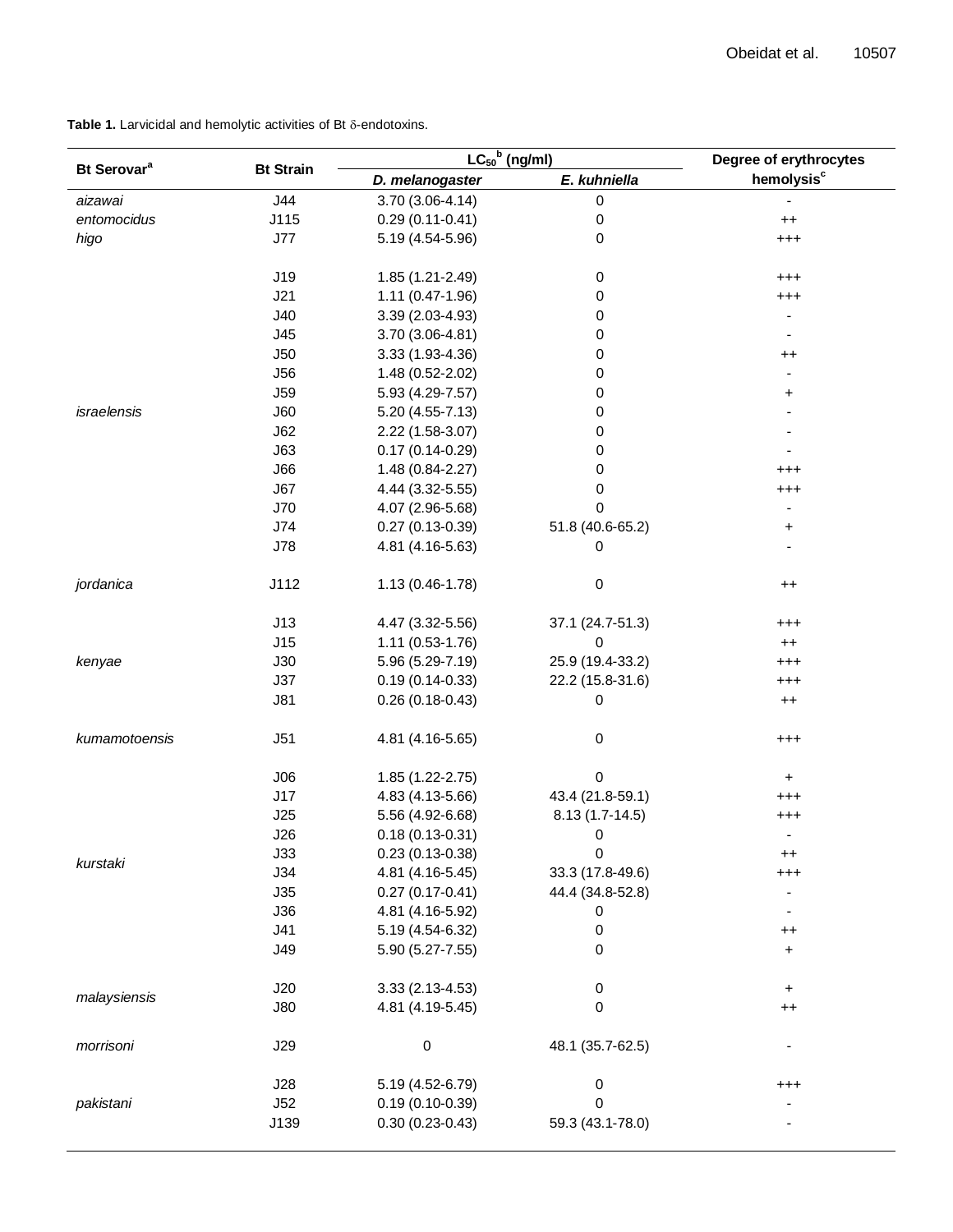**Table 1.** Larvicidal and hemolytic activities of Bt δ-endotoxins.

| Bt Serovar[a] | Bt Strain | $LC_{50}$[b] (ng/ml) | | Degree of erythrocytes hemolysis[c] |
|---|---|---|---|---|
| | | *D. melanogaster* | *E. kuhniella* | |
| *aizawai* | J44 | 3.70 (3.06-4.14) | 0 | - |
| *entomocidus* | J115 | 0.29 (0.11-0.41) | 0 | ++ |
| *higo* | J77 | 5.19 (4.54-5.96) | 0 | +++ |
| *israelensis* | J19 | 1.85 (1.21-2.49) | 0 | +++ |
| | J21 | 1.11 (0.47-1.96) | 0 | +++ |
| | J40 | 3.39 (2.03-4.93) | 0 | - |
| | J45 | 3.70 (3.06-4.81) | 0 | - |
| | J50 | 3.33 (1.93-4.36) | 0 | ++ |
| | J56 | 1.48 (0.52-2.02) | 0 | - |
| | J59 | 5.93 (4.29-7.57) | 0 | + |
| | J60 | 5.20 (4.55-7.13) | 0 | - |
| | J62 | 2.22 (1.58-3.07) | 0 | - |
| | J63 | 0.17 (0.14-0.29) | 0 | - |
| | J66 | 1.48 (0.84-2.27) | 0 | +++ |
| | J67 | 4.44 (3.32-5.55) | 0 | +++ |
| | J70 | 4.07 (2.96-5.68) | 0 | - |
| | J74 | 0.27 (0.13-0.39) | 51.8 (40.6-65.2) | + |
| | J78 | 4.81 (4.16-5.63) | 0 | - |
| *jordanica* | J112 | 1.13 (0.46-1.78) | 0 | ++ |
| *kenyae* | J13 | 4.47 (3.32-5.56) | 37.1 (24.7-51.3) | +++ |
| | J15 | 1.11 (0.53-1.76) | 0 | ++ |
| | J30 | 5.96 (5.29-7.19) | 25.9 (19.4-33.2) | +++ |
| | J37 | 0.19 (0.14-0.33) | 22.2 (15.8-31.6) | +++ |
| | J81 | 0.26 (0.18-0.43) | 0 | ++ |
| *kumamotoensis* | J51 | 4.81 (4.16-5.65) | 0 | +++ |
| *kurstaki* | J06 | 1.85 (1.22-2.75) | 0 | + |
| | J17 | 4.83 (4.13-5.66) | 43.4 (21.8-59.1) | +++ |
| | J25 | 5.56 (4.92-6.68) | 8.13 (1.7-14.5) | +++ |
| | J26 | 0.18 (0.13-0.31) | 0 | - |
| | J33 | 0.23 (0.13-0.38) | 0 | ++ |
| | J34 | 4.81 (4.16-5.45) | 33.3 (17.8-49.6) | +++ |
| | J35 | 0.27 (0.17-0.41) | 44.4 (34.8-52.8) | - |
| | J36 | 4.81 (4.16-5.92) | 0 | - |
| | J41 | 5.19 (4.54-6.32) | 0 | ++ |
| | J49 | 5.90 (5.27-7.55) | 0 | + |
| *malaysiensis* | J20 | 3.33 (2.13-4.53) | 0 | + |
| | J80 | 4.81 (4.19-5.45) | 0 | ++ |
| *morrisoni* | J29 | 0 | 48.1 (35.7-62.5) | - |
| *pakistani* | J28 | 5.19 (4.52-6.79) | 0 | +++ |
| | J52 | 0.19 (0.10-0.39) | 0 | - |
| | J139 | 0.30 (0.23-0.43) | 59.3 (43.1-78.0) | - |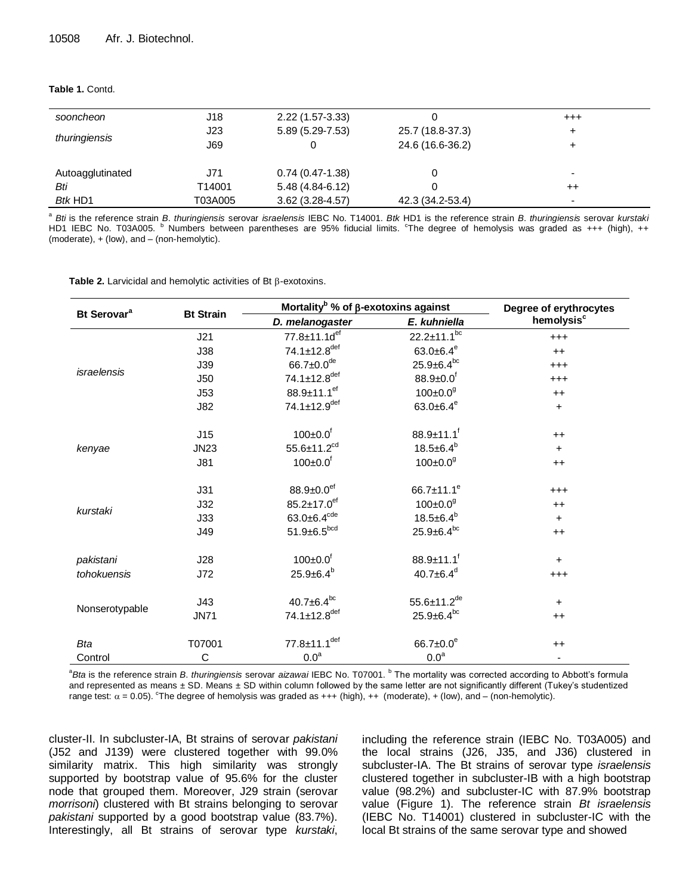**Table 1.** Contd.

| | | | | |
|---|---|---|---|---|
| *sooncheon* | J18 | 2.22 (1.57-3.33) | 0 | +++ |
| *thuringiensis* | J23 | 5.89 (5.29-7.53) | 25.7 (18.8-37.3) | + |
| | J69 | 0 | 24.6 (16.6-36.2) | + |
| Autoagglutinated | J71 | 0.74 (0.47-1.38) | 0 | - |
| *Bti* | T14001 | 5.48 (4.84-6.12) | 0 | ++ |
| *Btk* HD1 | T03A005 | 3.62 (3.28-4.57) | 42.3 (34.2-53.4) | - |

[a] *Bti* is the reference strain *B. thuringiensis* serovar *israelensis* IEBC No. T14001. *Btk* HD1 is the reference strain *B. thuringiensis* serovar *kurstaki* HD1 IEBC No. T03A005. [b] Numbers between parentheses are 95% fiducial limits. [c]The degree of hemolysis was graded as +++ (high), ++ (moderate), + (low), and – (non-hemolytic).

**Table 2.** Larvicidal and hemolytic activities of Bt β-exotoxins.

| Bt Serovar[a] | Bt Strain | Mortality[b] % of β-exotoxins against | | Degree of erythrocytes hemolysis[c] |
|---|---|---|---|---|
| | | *D. melanogaster* | *E. kuhniella* | |
| *israelensis* | J21 | 77.8±11.1d[ef] | 22.2±11.1[bc] | +++ |
| | J38 | 74.1±12.8[def] | 63.0±6.4[e] | ++ |
| | J39 | 66.7±0.0[de] | 25.9±6.4[bc] | +++ |
| | J50 | 74.1±12.8[def] | 88.9±0.0[f] | +++ |
| | J53 | 88.9±11.1[ef] | 100±0.0[g] | ++ |
| | J82 | 74.1±12.9[def] | 63.0±6.4[e] | + |
| *kenyae* | J15 | 100±0.0[f] | 88.9±11.1[f] | ++ |
| | JN23 | 55.6±11.2[cd] | 18.5±6.4[b] | + |
| | J81 | 100±0.0[f] | 100±0.0[g] | ++ |
| *kurstaki* | J31 | 88.9±0.0[ef] | 66.7±11.1[e] | +++ |
| | J32 | 85.2±17.0[ef] | 100±0.0[g] | ++ |
| | J33 | 63.0±6.4[cde] | 18.5±6.4[b] | + |
| | J49 | 51.9±6.5[bcd] | 25.9±6.4[bc] | ++ |
| *pakistani* | J28 | 100±0.0[f] | 88.9±11.1[f] | + |
| *tohokuensis* | J72 | 25.9±6.4[b] | 40.7±6.4[d] | +++ |
| Nonserotypable | J43 | 40.7±6.4[bc] | 55.6±11.2[de] | + |
| | JN71 | 74.1±12.8[def] | 25.9±6.4[bc] | ++ |
| *Bta* | T07001 | 77.8±11.1[def] | 66.7±0.0[e] | ++ |
| Control | C | 0.0[a] | 0.0[a] | - |

[a]*Bta* is the reference strain *B. thuringiensis* serovar *aizawai* IEBC No. T07001. [b] The mortality was corrected according to Abbott's formula and represented as means ± SD. Means ± SD within column followed by the same letter are not significantly different (Tukey's studentized range test: $\alpha = 0.05$). [c]The degree of hemolysis was graded as +++ (high), ++ (moderate), + (low), and – (non-hemolytic).

cluster-II. In subcluster-IA, Bt strains of serovar *pakistani* (J52 and J139) were clustered together with 99.0% similarity matrix. This high similarity was strongly supported by bootstrap value of 95.6% for the cluster node that grouped them. Moreover, J29 strain (serovar *morrisoni*) clustered with Bt strains belonging to serovar *pakistani* supported by a good bootstrap value (83.7%). Interestingly, all Bt strains of serovar type *kurstaki*, including the reference strain (IEBC No. T03A005) and the local strains (J26, J35, and J36) clustered in subcluster-IA. The Bt strains of serovar type *israelensis* clustered together in subcluster-IB with a high bootstrap value (98.2%) and subcluster-IC with 87.9% bootstrap value (Figure 1). The reference strain *Bt israelensis* (IEBC No. T14001) clustered in subcluster-IC with the local Bt strains of the same serovar type and showed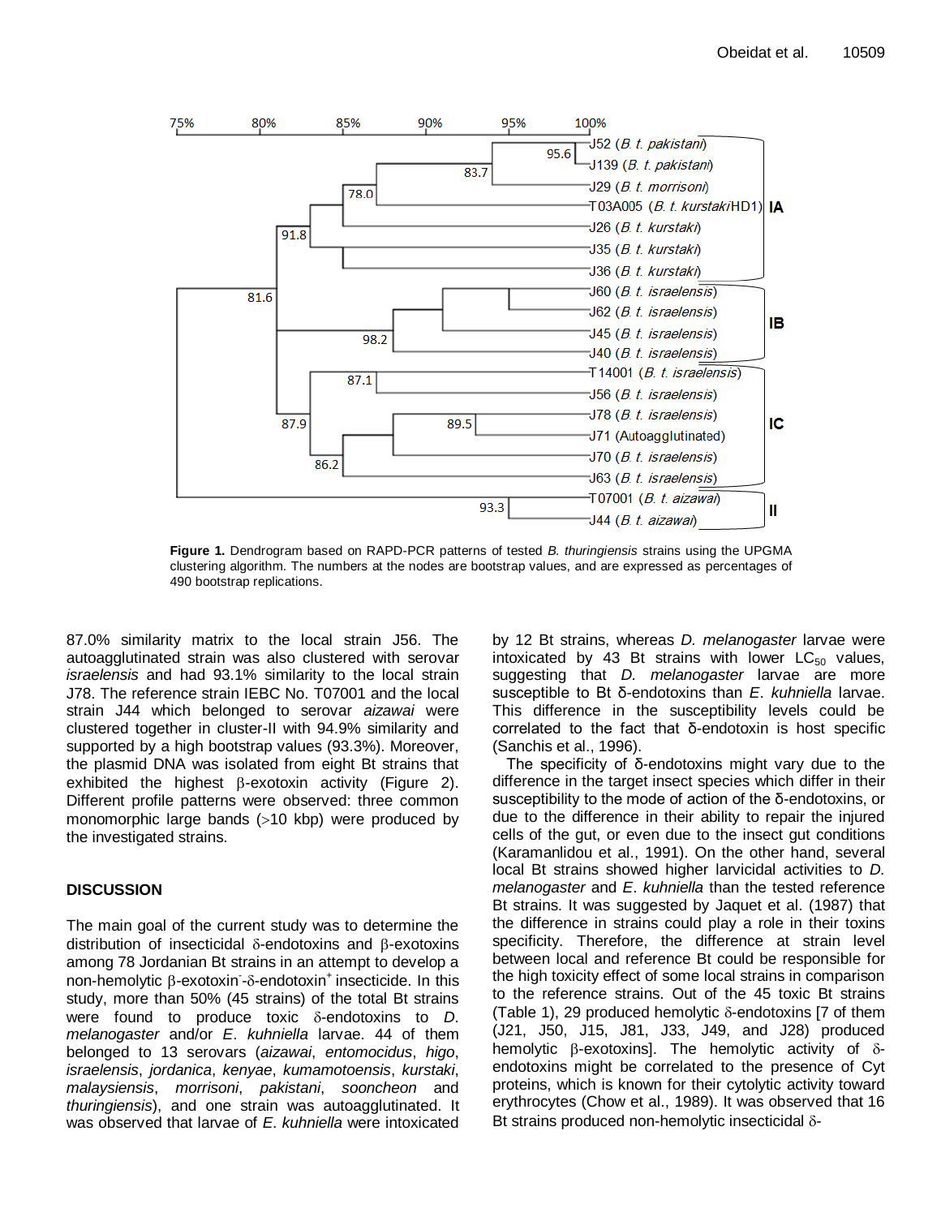Figure 1. Dendrogram based on RAPD-PCR patterns of tested *B. thuringiensis* strains using the UPGMA clustering algorithm. The numbers at the nodes are bootstrap values, and are expressed as percentages of 490 bootstrap replications.

87.0% similarity matrix to the local strain J56. The autoagglutinated strain was also clustered with serovar *israelensis* and had 93.1% similarity to the local strain J78. The reference strain IEBC No. T07001 and the local strain J44 which belonged to serovar *aizawai* were clustered together in cluster-II with 94.9% similarity and supported by a high bootstrap values (93.3%). Moreover, the plasmid DNA was isolated from eight Bt strains that exhibited the highest β-exotoxin activity (Figure 2). Different profile patterns were observed: three common monomorphic large bands (>10 kbp) were produced by the investigated strains.

## DISCUSSION

The main goal of the current study was to determine the distribution of insecticidal δ-endotoxins and β-exotoxins among 78 Jordanian Bt strains in an attempt to develop a non-hemolytic β-exotoxin$^-$-δ-endotoxin$^+$ insecticide. In this study, more than 50% (45 strains) of the total Bt strains were found to produce toxic δ-endotoxins to *D. melanogaster* and/or *E. kuhniella* larvae. 44 of them belonged to 13 serovars (*aizawai*, *entomocidus*, *higo*, *israelensis*, *jordanica*, *kenyae*, *kumamotoensis*, *kurstaki*, *malaysiensis*, *morrisoni*, *pakistani*, *sooncheon* and *thuringiensis*), and one strain was autoagglutinated. It was observed that larvae of *E. kuhniella* were intoxicated by 12 Bt strains, whereas *D. melanogaster* larvae were intoxicated by 43 Bt strains with lower $LC_{50}$ values, suggesting that *D. melanogaster* larvae are more susceptible to Bt δ-endotoxins than *E. kuhniella* larvae. This difference in the susceptibility levels could be correlated to the fact that δ-endotoxin is host specific (Sanchis et al., 1996).

The specificity of δ-endotoxins might vary due to the difference in the target insect species which differ in their susceptibility to the mode of action of the δ-endotoxins, or due to the difference in their ability to repair the injured cells of the gut, or even due to the insect gut conditions (Karamanlidou et al., 1991). On the other hand, several local Bt strains showed higher larvicidal activities to *D. melanogaster* and *E. kuhniella* than the tested reference Bt strains. It was suggested by Jaquet et al. (1987) that the difference in strains could play a role in their toxins specificity. Therefore, the difference at strain level between local and reference Bt could be responsible for the high toxicity effect of some local strains in comparison to the reference strains. Out of the 45 toxic Bt strains (Table 1), 29 produced hemolytic δ-endotoxins [7 of them (J21, J50, J15, J81, J33, J49, and J28) produced hemolytic β-exotoxins]. The hemolytic activity of δ-endotoxins might be correlated to the presence of Cyt proteins, which is known for their cytolytic activity toward erythrocytes (Chow et al., 1989). It was observed that 16 Bt strains produced non-hemolytic insecticidal δ-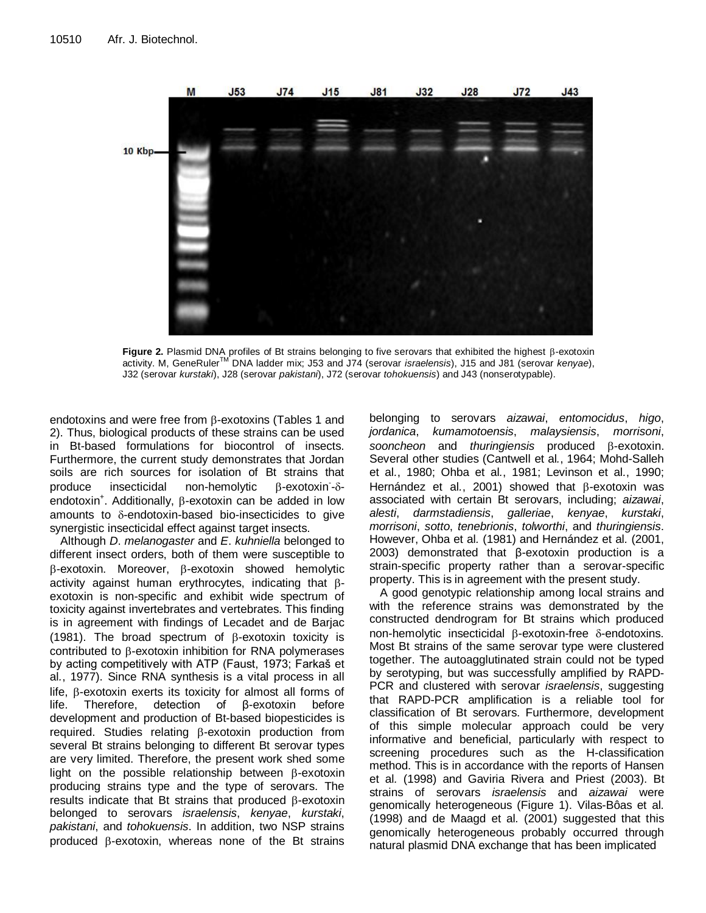**Figure 2.** Plasmid DNA profiles of Bt strains belonging to five serovars that exhibited the highest β-exotoxin activity. M, GeneRuler[TM] DNA ladder mix; J53 and J74 (serovar *israelensis*), J15 and J81 (serovar *kenyae*), J32 (serovar *kurstaki*), J28 (serovar *pakistani*), J72 (serovar *tohokuensis*) and J43 (nonserotypable).

endotoxins and were free from β-exotoxins (Tables 1 and 2). Thus, biological products of these strains can be used in Bt-based formulations for biocontrol of insects. Furthermore, the current study demonstrates that Jordan soils are rich sources for isolation of Bt strains that produce insecticidal non-hemolytic β-exotoxin$^{-}$-δ-endotoxin$^{+}$. Additionally, β-exotoxin can be added in low amounts to δ-endotoxin-based bio-insecticides to give synergistic insecticidal effect against target insects.

Although *D. melanogaster* and *E. kuhniella* belonged to different insect orders, both of them were susceptible to β-exotoxin. Moreover, β-exotoxin showed hemolytic activity against human erythrocytes, indicating that β-exotoxin is non-specific and exhibit wide spectrum of toxicity against invertebrates and vertebrates. This finding is in agreement with findings of Lecadet and de Barjac (1981). The broad spectrum of β-exotoxin toxicity is contributed to β-exotoxin inhibition for RNA polymerases by acting competitively with ATP (Faust, 1973; Farkaš et al., 1977). Since RNA synthesis is a vital process in all life, β-exotoxin exerts its toxicity for almost all forms of life. Therefore, detection of β-exotoxin before development and production of Bt-based biopesticides is required. Studies relating β-exotoxin production from several Bt strains belonging to different Bt serovar types are very limited. Therefore, the present work shed some light on the possible relationship between β-exotoxin producing strains type and the type of serovars. The results indicate that Bt strains that produced β-exotoxin belonged to serovars *israelensis*, *kenyae*, *kurstaki*, *pakistani*, and *tohokuensis*. In addition, two NSP strains produced β-exotoxin, whereas none of the Bt strains belonging to serovars *aizawai*, *entomocidus*, *higo*, *jordanica*, *kumamotoensis*, *malaysiensis*, *morrisoni*, *sooncheon* and *thuringiensis* produced β-exotoxin. Several other studies (Cantwell et al., 1964; Mohd-Salleh et al., 1980; Ohba et al., 1981; Levinson et al., 1990; Hernández et al., 2001) showed that β-exotoxin was associated with certain Bt serovars, including; *aizawai*, *alesti*, *darmstadiensis*, *galleriae*, *kenyae*, *kurstaki*, *morrisoni*, *sotto*, *tenebrionis*, *tolworthi*, and *thuringiensis*. However, Ohba et al. (1981) and Hernández et al. (2001, 2003) demonstrated that β-exotoxin production is a strain-specific property rather than a serovar-specific property. This is in agreement with the present study.

A good genotypic relationship among local strains and with the reference strains was demonstrated by the constructed dendrogram for Bt strains which produced non-hemolytic insecticidal β-exotoxin-free δ-endotoxins. Most Bt strains of the same serovar type were clustered together. The autoagglutinated strain could not be typed by serotyping, but was successfully amplified by RAPD-PCR and clustered with serovar *israelensis*, suggesting that RAPD-PCR amplification is a reliable tool for classification of Bt serovars. Furthermore, development of this simple molecular approach could be very informative and beneficial, particularly with respect to screening procedures such as the H-classification method. This is in accordance with the reports of Hansen et al. (1998) and Gaviria Rivera and Priest (2003). Bt strains of serovars *israelensis* and *aizawai* were genomically heterogeneous (Figure 1). Vilas-Bôas et al. (1998) and de Maagd et al. (2001) suggested that this genomically heterogeneous probably occurred through natural plasmid DNA exchange that has been implicated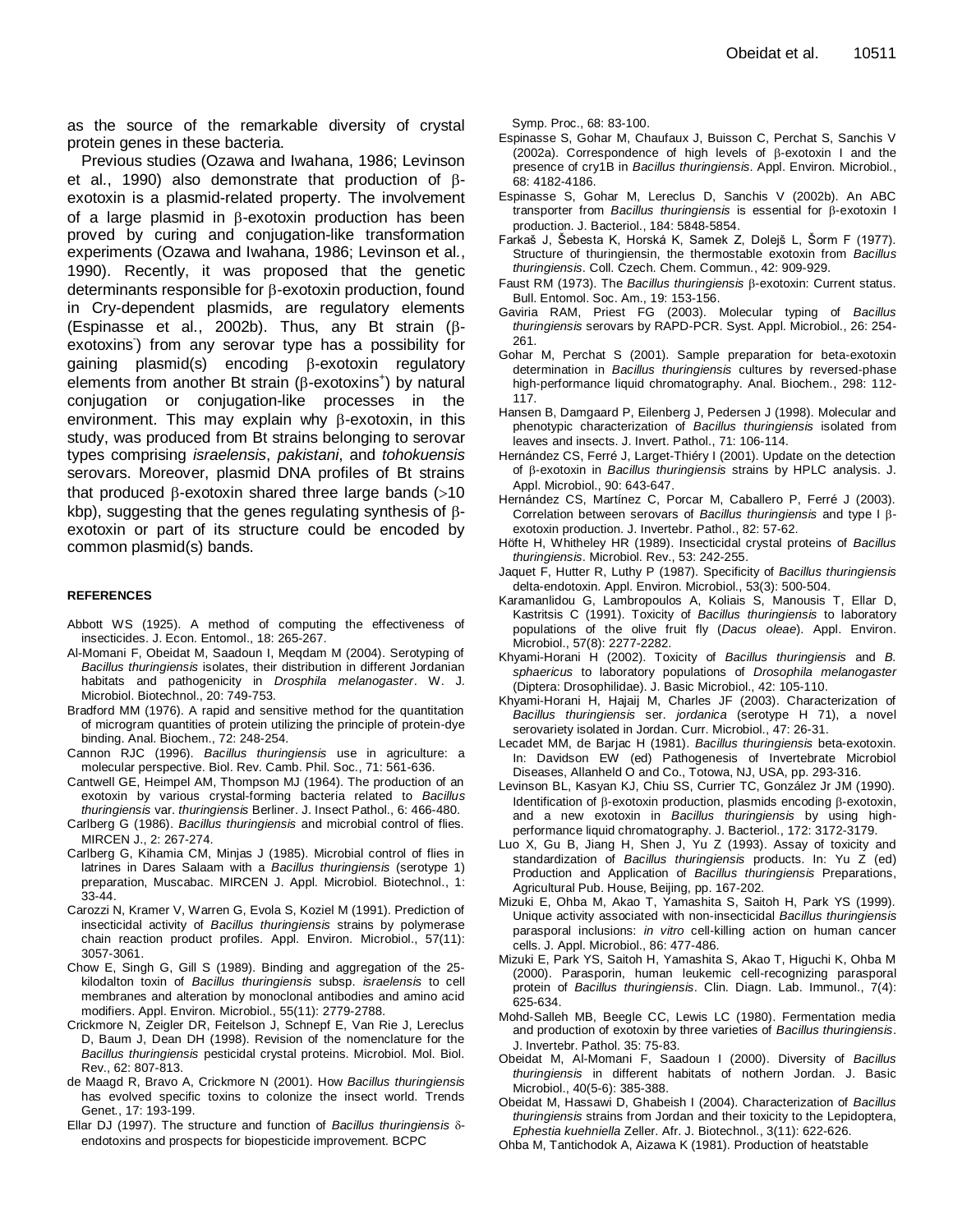as the source of the remarkable diversity of crystal protein genes in these bacteria.

Previous studies (Ozawa and Iwahana, 1986; Levinson et al., 1990) also demonstrate that production of β-exotoxin is a plasmid-related property. The involvement of a large plasmid in β-exotoxin production has been proved by curing and conjugation-like transformation experiments (Ozawa and Iwahana, 1986; Levinson et al., 1990). Recently, it was proposed that the genetic determinants responsible for β-exotoxin production, found in Cry-dependent plasmids, are regulatory elements (Espinasse et al., 2002b). Thus, any Bt strain (β-exotoxins$^-$) from any serovar type has a possibility for gaining plasmid(s) encoding β-exotoxin regulatory elements from another Bt strain (β-exotoxins$^+$) by natural conjugation or conjugation-like processes in the environment. This may explain why β-exotoxin, in this study, was produced from Bt strains belonging to serovar types comprising *israelensis*, *pakistani*, and *tohokuensis* serovars. Moreover, plasmid DNA profiles of Bt strains that produced β-exotoxin shared three large bands (>10 kbp), suggesting that the genes regulating synthesis of β-exotoxin or part of its structure could be encoded by common plasmid(s) bands.

#### REFERENCES

Abbott WS (1925). A method of computing the effectiveness of insecticides. J. Econ. Entomol., 18: 265-267.

Al-Momani F, Obeidat M, Saadoun I, Meqdam M (2004). Serotyping of *Bacillus thuringiensis* isolates, their distribution in different Jordanian habitats and pathogenicity in *Drosphila melanogaster*. W. J. Microbiol. Biotechnol., 20: 749-753.

Bradford MM (1976). A rapid and sensitive method for the quantitation of microgram quantities of protein utilizing the principle of protein-dye binding. Anal. Biochem., 72: 248-254.

Cannon RJC (1996). *Bacillus thuringiensis* use in agriculture: a molecular perspective. Biol. Rev. Camb. Phil. Soc., 71: 561-636.

Cantwell GE, Heimpel AM, Thompson MJ (1964). The production of an exotoxin by various crystal-forming bacteria related to *Bacillus thuringiensis* var. *thuringiensis* Berliner. J. Insect Pathol., 6: 466-480.

Carlberg G (1986). *Bacillus thuringiensis* and microbial control of flies. MIRCEN J., 2: 267-274.

Carlberg G, Kihamia CM, Minjas J (1985). Microbial control of flies in latrines in Dares Salaam with a *Bacillus thuringiensis* (serotype 1) preparation, Muscabac. MIRCEN J. Appl. Microbiol. Biotechnol., 1: 33-44.

Carozzi N, Kramer V, Warren G, Evola S, Koziel M (1991). Prediction of insecticidal activity of *Bacillus thuringiensis* strains by polymerase chain reaction product profiles. Appl. Environ. Microbiol., 57(11): 3057-3061.

Chow E, Singh G, Gill S (1989). Binding and aggregation of the 25-kilodalton toxin of *Bacillus thuringiensis* subsp. *israelensis* to cell membranes and alteration by monoclonal antibodies and amino acid modifiers. Appl. Environ. Microbiol., 55(11): 2779-2788.

Crickmore N, Zeigler DR, Feitelson J, Schnepf E, Van Rie J, Lereclus D, Baum J, Dean DH (1998). Revision of the nomenclature for the *Bacillus thuringiensis* pesticidal crystal proteins. Microbiol. Mol. Biol. Rev., 62: 807-813.

de Maagd R, Bravo A, Crickmore N (2001). How *Bacillus thuringiensis* has evolved specific toxins to colonize the insect world. Trends Genet., 17: 193-199.

Ellar DJ (1997). The structure and function of *Bacillus thuringiensis* δ-endotoxins and prospects for biopesticide improvement. BCPC Symp. Proc., 68: 83-100.

Espinasse S, Gohar M, Chaufaux J, Buisson C, Perchat S, Sanchis V (2002a). Correspondence of high levels of β-exotoxin I and the presence of cry1B in *Bacillus thuringiensis*. Appl. Environ. Microbiol., 68: 4182-4186.

Espinasse S, Gohar M, Lereclus D, Sanchis V (2002b). An ABC transporter from *Bacillus thuringiensis* is essential for β-exotoxin I production. J. Bacteriol., 184: 5848-5854.

Farkaš J, Šebesta K, Horská K, Samek Z, Dolejš L, Šorm F (1977). Structure of thuringiensin, the thermostable exotoxin from *Bacillus thuringiensis*. Coll. Czech. Chem. Commun., 42: 909-929.

Faust RM (1973). The *Bacillus thuringiensis* β-exotoxin: Current status. Bull. Entomol. Soc. Am., 19: 153-156.

Gaviria RAM, Priest FG (2003). Molecular typing of *Bacillus thuringiensis* serovars by RAPD-PCR. Syst. Appl. Microbiol., 26: 254-261.

Gohar M, Perchat S (2001). Sample preparation for beta-exotoxin determination in *Bacillus thuringiensis* cultures by reversed-phase high-performance liquid chromatography. Anal. Biochem., 298: 112-117.

Hansen B, Damgaard P, Eilenberg J, Pedersen J (1998). Molecular and phenotypic characterization of *Bacillus thuringiensis* isolated from leaves and insects. J. Invert. Pathol., 71: 106-114.

Hernández CS, Ferré J, Larget-Thiéry I (2001). Update on the detection of β-exotoxin in *Bacillus thuringiensis* strains by HPLC analysis. J. Appl. Microbiol., 90: 643-647.

Hernández CS, Martínez C, Porcar M, Caballero P, Ferré J (2003). Correlation between serovars of *Bacillus thuringiensis* and type I β-exotoxin production. J. Invertebr. Pathol., 82: 57-62.

Höfte H, Whiteley HR (1989). Insecticidal crystal proteins of *Bacillus thuringiensis*. Microbiol. Rev., 53: 242-255.

Jaquet F, Hutter R, Luthy P (1987). Specificity of *Bacillus thuringiensis* delta-endotoxin. Appl. Environ. Microbiol., 53(3): 500-504.

Karamanlidou G, Lambropoulos A, Koliais S, Manousis T, Ellar D, Kastritsis C (1991). Toxicity of *Bacillus thuringiensis* to laboratory populations of the olive fruit fly (*Dacus oleae*). Appl. Environ. Microbiol., 57(8): 2277-2282.

Khyami-Horani H (2002). Toxicity of *Bacillus thuringiensis* and *B. sphaericus* to laboratory populations of *Drosophila melanogaster* (Diptera: Drosophilidae). J. Basic Microbiol., 42: 105-110.

Khyami-Horani H, Hajaij M, Charles JF (2003). Characterization of *Bacillus thuringiensis* ser. *jordanica* (serotype H 71), a novel serovariety isolated in Jordan. Curr. Microbiol., 47: 26-31.

Lecadet MM, de Barjac H (1981). *Bacillus thuringiensis* beta-exotoxin. In: Davidson EW (ed) Pathogenesis of Invertebrate Microbiol Diseases, Allanheld O and Co., Totowa, NJ, USA, pp. 293-316.

Levinson BL, Kasyan KJ, Chiu SS, Currier TC, González Jr JM (1990). Identification of β-exotoxin production, plasmids encoding β-exotoxin, and a new exotoxin in *Bacillus thuringiensis* by using high-performance liquid chromatography. J. Bacteriol., 172: 3172-3179.

Luo X, Gu B, Jiang H, Shen J, Yu Z (1993). Assay of toxicity and standardization of *Bacillus thuringiensis* products. In: Yu Z (ed) Production and Application of *Bacillus thuringiensis* Preparations, Agricultural Pub. House, Beijing, pp. 167-202.

Mizuki E, Ohba M, Akao T, Yamashita S, Saitoh H, Park YS (1999). Unique activity associated with non-insecticidal *Bacillus thuringiensis* parasporal inclusions: *in vitro* cell-killing action on human cancer cells. J. Appl. Microbiol., 86: 477-486.

Mizuki E, Park YS, Saitoh H, Yamashita S, Akao T, Higuchi K, Ohba M (2000). Parasporin, human leukemic cell-recognizing parasporal protein of *Bacillus thuringiensis*. Clin. Diagn. Lab. Immunol., 7(4): 625-634.

Mohd-Salleh MB, Beegle CC, Lewis LC (1980). Fermentation media and production of exotoxin by three varieties of *Bacillus thuringiensis*. J. Invertebr. Pathol. 35: 75-83.

Obeidat M, Al-Momani F, Saadoun I (2000). Diversity of *Bacillus thuringiensis* in different habitats of nothern Jordan. J. Basic Microbiol., 40(5-6): 385-388.

Obeidat M, Hassawi D, Ghabeish I (2004). Characterization of *Bacillus thuringiensis* strains from Jordan and their toxicity to the Lepidoptera, *Ephestia kuehniella* Zeller. Afr. J. Biotechnol., 3(11): 622-626.

Ohba M, Tantichodok A, Aizawa K (1981). Production of heatstable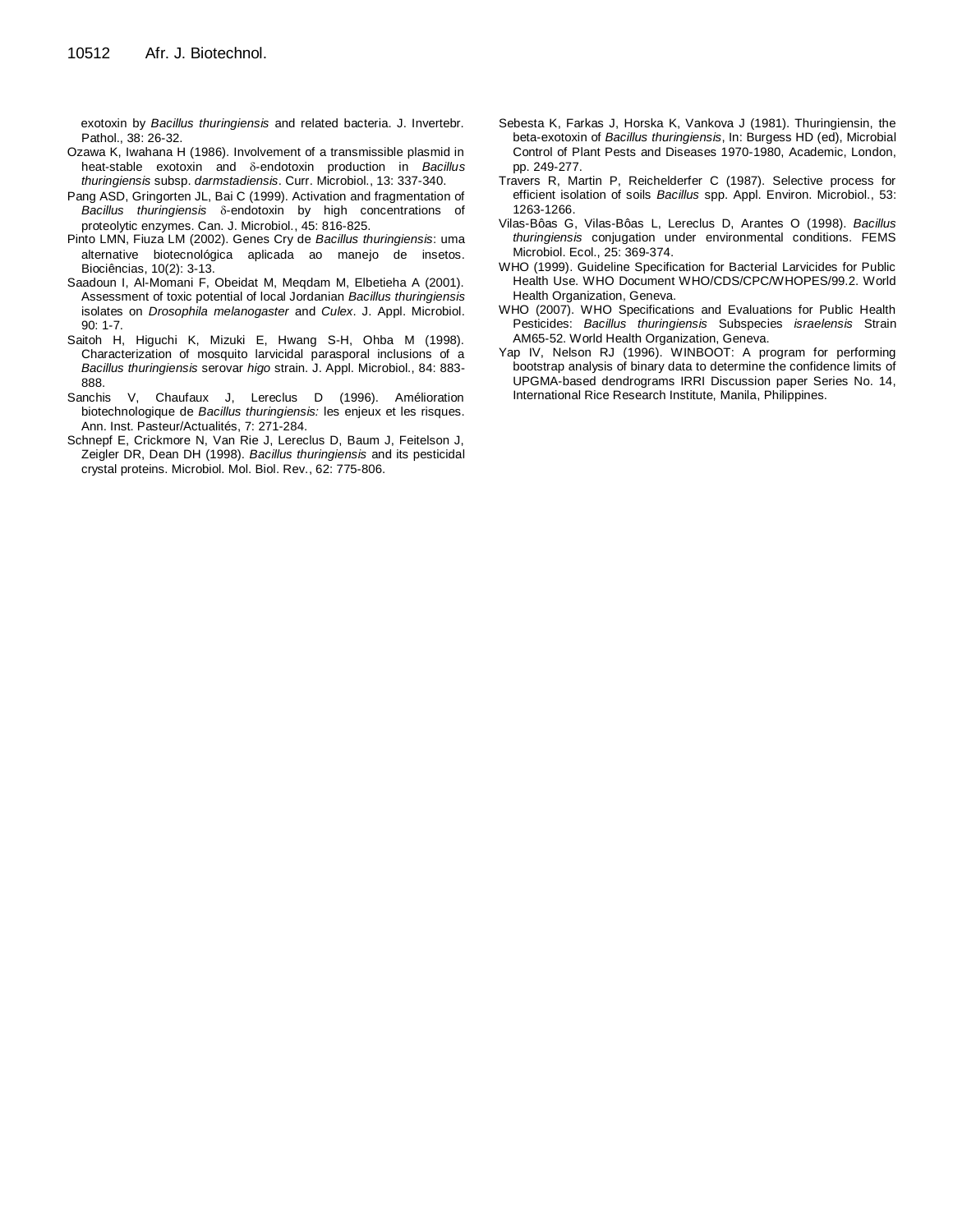exotoxin by *Bacillus thuringiensis* and related bacteria. J. Invertebr. Pathol., 38: 26-32.

Ozawa K, Iwahana H (1986). Involvement of a transmissible plasmid in heat-stable exotoxin and δ-endotoxin production in *Bacillus thuringiensis* subsp. *darmstadiensis*. Curr. Microbiol., 13: 337-340.

Pang ASD, Gringorten JL, Bai C (1999). Activation and fragmentation of *Bacillus thuringiensis* δ-endotoxin by high concentrations of proteolytic enzymes. Can. J. Microbiol., 45: 816-825.

Pinto LMN, Fiuza LM (2002). Genes Cry de *Bacillus thuringiensis*: uma alternative biotecnológica aplicada ao manejo de insetos. Biociências, 10(2): 3-13.

Saadoun I, Al-Momani F, Obeidat M, Meqdam M, Elbetieha A (2001). Assessment of toxic potential of local Jordanian *Bacillus thuringiensis* isolates on *Drosophila melanogaster* and *Culex*. J. Appl. Microbiol. 90: 1-7.

Saitoh H, Higuchi K, Mizuki E, Hwang S-H, Ohba M (1998). Characterization of mosquito larvicidal parasporal inclusions of a *Bacillus thuringiensis* serovar *higo* strain. J. Appl. Microbiol., 84: 883-888.

Sanchis V, Chaufaux J, Lereclus D (1996). Amélioration biotechnologique de *Bacillus thuringiensis:* les enjeux et les risques. Ann. Inst. Pasteur/Actualités, 7: 271-284.

Schnepf E, Crickmore N, Van Rie J, Lereclus D, Baum J, Feitelson J, Zeigler DR, Dean DH (1998). *Bacillus thuringiensis* and its pesticidal crystal proteins. Microbiol. Mol. Biol. Rev., 62: 775-806.

Sebesta K, Farkas J, Horska K, Vankova J (1981). Thuringiensin, the beta-exotoxin of *Bacillus thuringiensis*, In: Burgess HD (ed), Microbial Control of Plant Pests and Diseases 1970-1980, Academic, London, pp. 249-277.

Travers R, Martin P, Reichelderfer C (1987). Selective process for efficient isolation of soils *Bacillus* spp. Appl. Environ. Microbiol., 53: 1263-1266.

Vilas-Bôas G, Vilas-Bôas L, Lereclus D, Arantes O (1998). *Bacillus thuringiensis* conjugation under environmental conditions. FEMS Microbiol. Ecol., 25: 369-374.

WHO (1999). Guideline Specification for Bacterial Larvicides for Public Health Use. WHO Document WHO/CDS/CPC/WHOPES/99.2. World Health Organization, Geneva.

WHO (2007). WHO Specifications and Evaluations for Public Health Pesticides: *Bacillus thuringiensis* Subspecies *israelensis* Strain AM65-52. World Health Organization, Geneva.

Yap IV, Nelson RJ (1996). WINBOOT: A program for performing bootstrap analysis of binary data to determine the confidence limits of UPGMA-based dendrograms IRRI Discussion paper Series No. 14, International Rice Research Institute, Manila, Philippines.